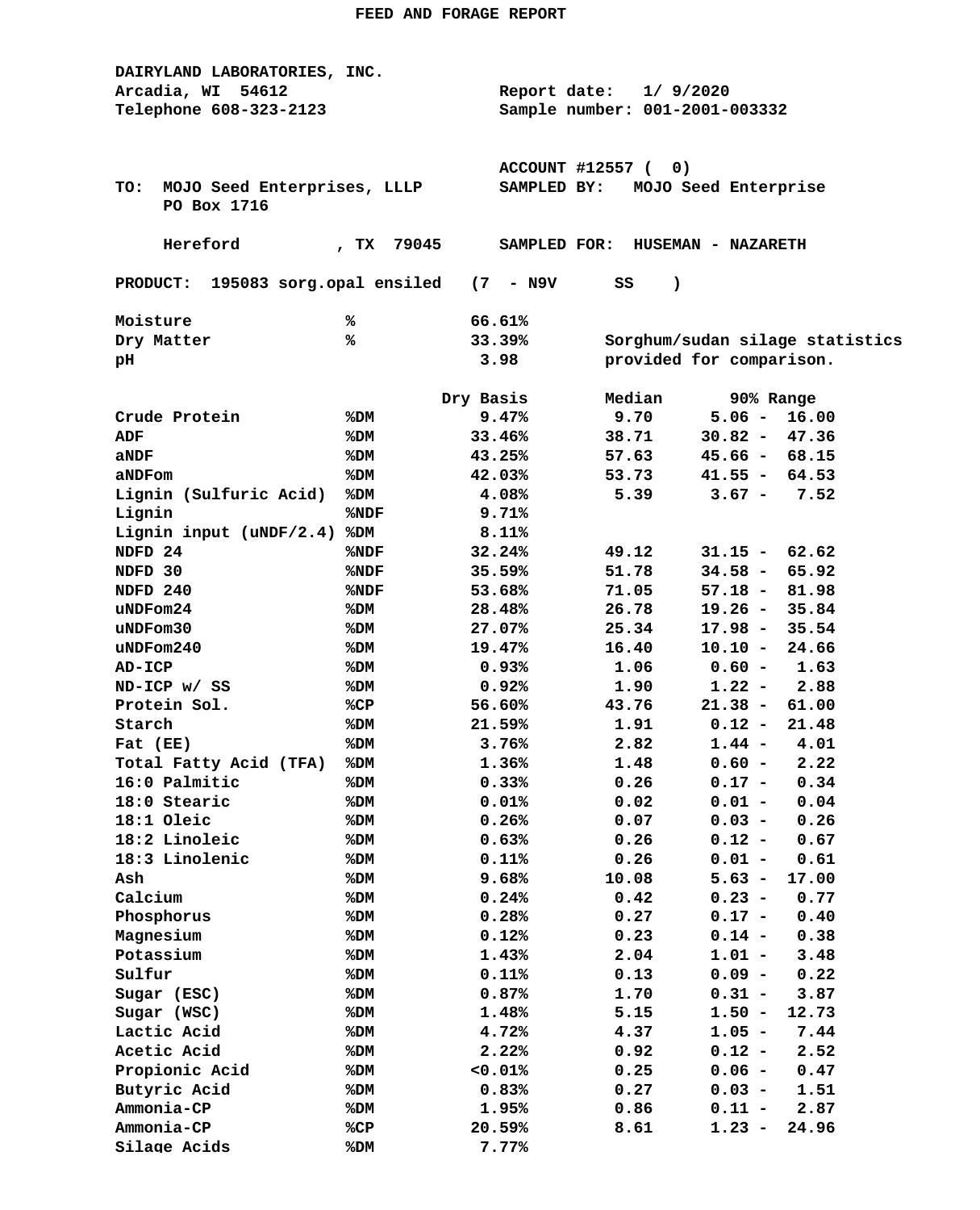# FEED AND FORAGE REPORT

**DAIRYLAND LABORATORIES, INC.**
Arcadia, WI 54612
Telephone 608-323-2123

Report date: 1/ 9/2020
Sample number: 001-2001-003332

ACCOUNT #12557 ( 0)

TO: MOJO Seed Enterprises, LLLP
PO Box 1716
Hereford , TX 79045

SAMPLED BY: MOJO Seed Enterprise
SAMPLED FOR: HUSEMAN - NAZARETH

PRODUCT: 195083 sorg.opal ensiled (7 - N9V SS )

| | | |
|---|---|---|
| Moisture | % | 66.61% |
| Dry Matter | % | 33.39% |
| pH | | 3.98 |

Sorghum/sudan silage statistics provided for comparison.

| | | Dry Basis | Median | 90% Range |
|---|---|---|---|---|
| Crude Protein | %DM | 9.47% | 9.70 | 5.06 - 16.00 |
| ADF | %DM | 33.46% | 38.71 | 30.82 - 47.36 |
| aNDF | %DM | 43.25% | 57.63 | 45.66 - 68.15 |
| aNDFom | %DM | 42.03% | 53.73 | 41.55 - 64.53 |
| Lignin (Sulfuric Acid) | %DM | 4.08% | 5.39 | 3.67 - 7.52 |
| Lignin | %NDF | 9.71% | | |
| Lignin input (uNDF/2.4) | %DM | 8.11% | | |
| NDFD 24 | %NDF | 32.24% | 49.12 | 31.15 - 62.62 |
| NDFD 30 | %NDF | 35.59% | 51.78 | 34.58 - 65.92 |
| NDFD 240 | %NDF | 53.68% | 71.05 | 57.18 - 81.98 |
| uNDFom24 | %DM | 28.48% | 26.78 | 19.26 - 35.84 |
| uNDFom30 | %DM | 27.07% | 25.34 | 17.98 - 35.54 |
| uNDFom240 | %DM | 19.47% | 16.40 | 10.10 - 24.66 |
| AD-ICP | %DM | 0.93% | 1.06 | 0.60 - 1.63 |
| ND-ICP w/ SS | %DM | 0.92% | 1.90 | 1.22 - 2.88 |
| Protein Sol. | %CP | 56.60% | 43.76 | 21.38 - 61.00 |
| Starch | %DM | 21.59% | 1.91 | 0.12 - 21.48 |
| Fat (EE) | %DM | 3.76% | 2.82 | 1.44 - 4.01 |
| Total Fatty Acid (TFA) | %DM | 1.36% | 1.48 | 0.60 - 2.22 |
| 16:0 Palmitic | %DM | 0.33% | 0.26 | 0.17 - 0.34 |
| 18:0 Stearic | %DM | 0.01% | 0.02 | 0.01 - 0.04 |
| 18:1 Oleic | %DM | 0.26% | 0.07 | 0.03 - 0.26 |
| 18:2 Linoleic | %DM | 0.63% | 0.26 | 0.12 - 0.67 |
| 18:3 Linolenic | %DM | 0.11% | 0.26 | 0.01 - 0.61 |
| Ash | %DM | 9.68% | 10.08 | 5.63 - 17.00 |
| Calcium | %DM | 0.24% | 0.42 | 0.23 - 0.77 |
| Phosphorus | %DM | 0.28% | 0.27 | 0.17 - 0.40 |
| Magnesium | %DM | 0.12% | 0.23 | 0.14 - 0.38 |
| Potassium | %DM | 1.43% | 2.04 | 1.01 - 3.48 |
| Sulfur | %DM | 0.11% | 0.13 | 0.09 - 0.22 |
| Sugar (ESC) | %DM | 0.87% | 1.70 | 0.31 - 3.87 |
| Sugar (WSC) | %DM | 1.48% | 5.15 | 1.50 - 12.73 |
| Lactic Acid | %DM | 4.72% | 4.37 | 1.05 - 7.44 |
| Acetic Acid | %DM | 2.22% | 0.92 | 0.12 - 2.52 |
| Propionic Acid | %DM | <0.01% | 0.25 | 0.06 - 0.47 |
| Butyric Acid | %DM | 0.83% | 0.27 | 0.03 - 1.51 |
| Ammonia-CP | %DM | 1.95% | 0.86 | 0.11 - 2.87 |
| Ammonia-CP | %CP | 20.59% | 8.61 | 1.23 - 24.96 |
| Silage Acids | %DM | 7.77% | | |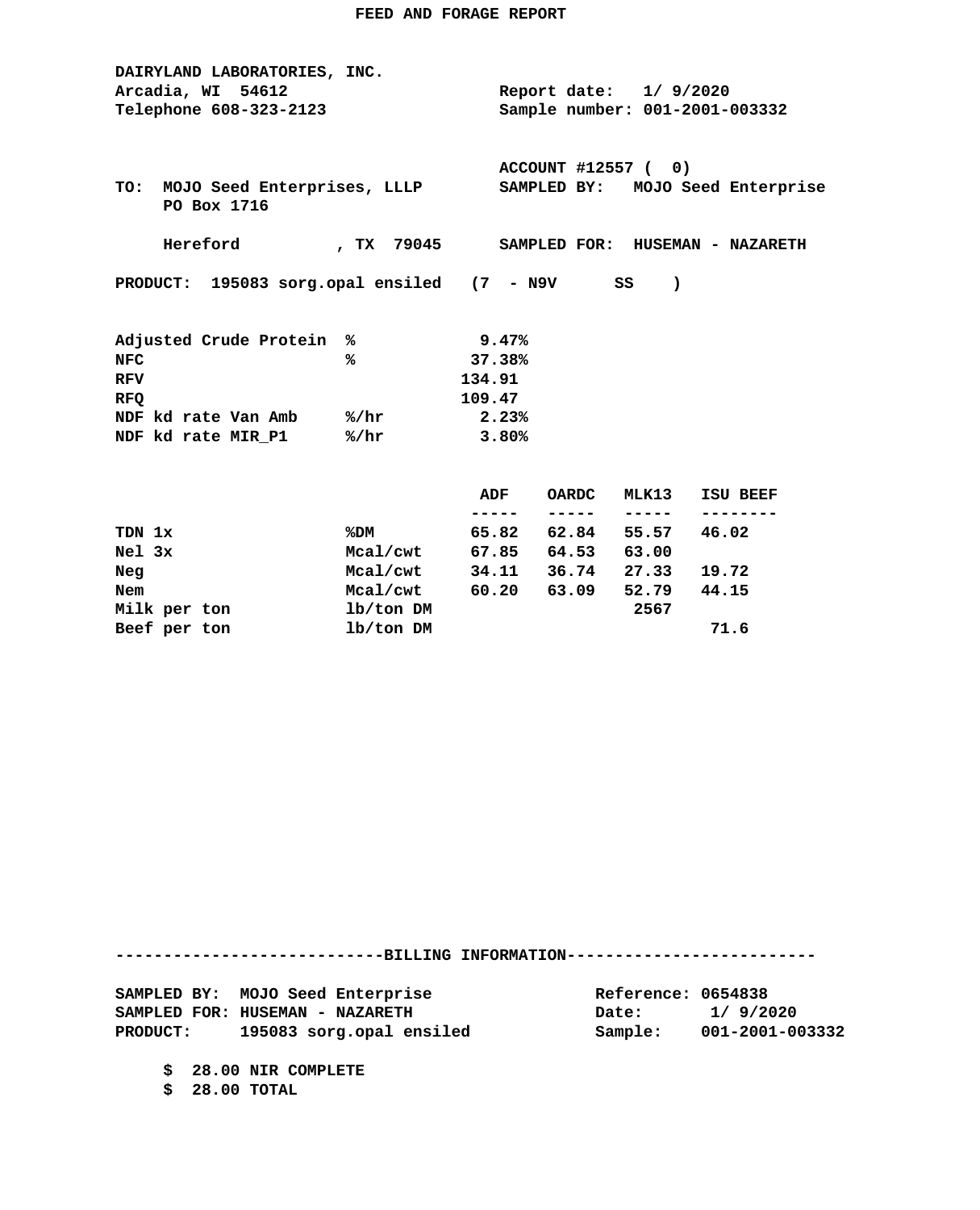# FEED AND FORAGE REPORT

**DAIRYLAND LABORATORIES, INC.**
Arcadia, WI 54612
Telephone 608-323-2123

Report date: 1/ 9/2020
Sample number: 001-2001-003332

ACCOUNT #12557 ( 0)

TO: MOJO Seed Enterprises, LLLP
PO Box 1716
Hereford , TX 79045

SAMPLED BY: MOJO Seed Enterprise
SAMPLED FOR: HUSEMAN - NAZARETH

PRODUCT: 195083 sorg.opal ensiled (7 - N9V SS )

| | | |
|---|---|---|
| Adjusted Crude Protein | % | 9.47% |
| NFC | % | 37.38% |
| RFV | | 134.91 |
| RFQ | | 109.47 |
| NDF kd rate Van Amb | %/hr | 2.23% |
| NDF kd rate MIR_P1 | %/hr | 3.80% |

| | | ADF | OARDC | MLK13 | ISU BEEF |
|---|---|---|---|---|---|
| TDN 1x | %DM | 65.82 | 62.84 | 55.57 | 46.02 |
| Nel 3x | Mcal/cwt | 67.85 | 64.53 | 63.00 | |
| Neg | Mcal/cwt | 34.11 | 36.74 | 27.33 | 19.72 |
| Nem | Mcal/cwt | 60.20 | 63.09 | 52.79 | 44.15 |
| Milk per ton | lb/ton DM | | | 2567 | |
| Beef per ton | lb/ton DM | | | | 71.6 |

---------------------------BILLING INFORMATION-------------------------

SAMPLED BY: MOJO Seed Enterprise
SAMPLED FOR: HUSEMAN - NAZARETH
PRODUCT: 195083 sorg.opal ensiled

Reference: 0654838
Date: 1/ 9/2020
Sample: 001-2001-003332

$ 28.00 NIR COMPLETE
$ 28.00 TOTAL